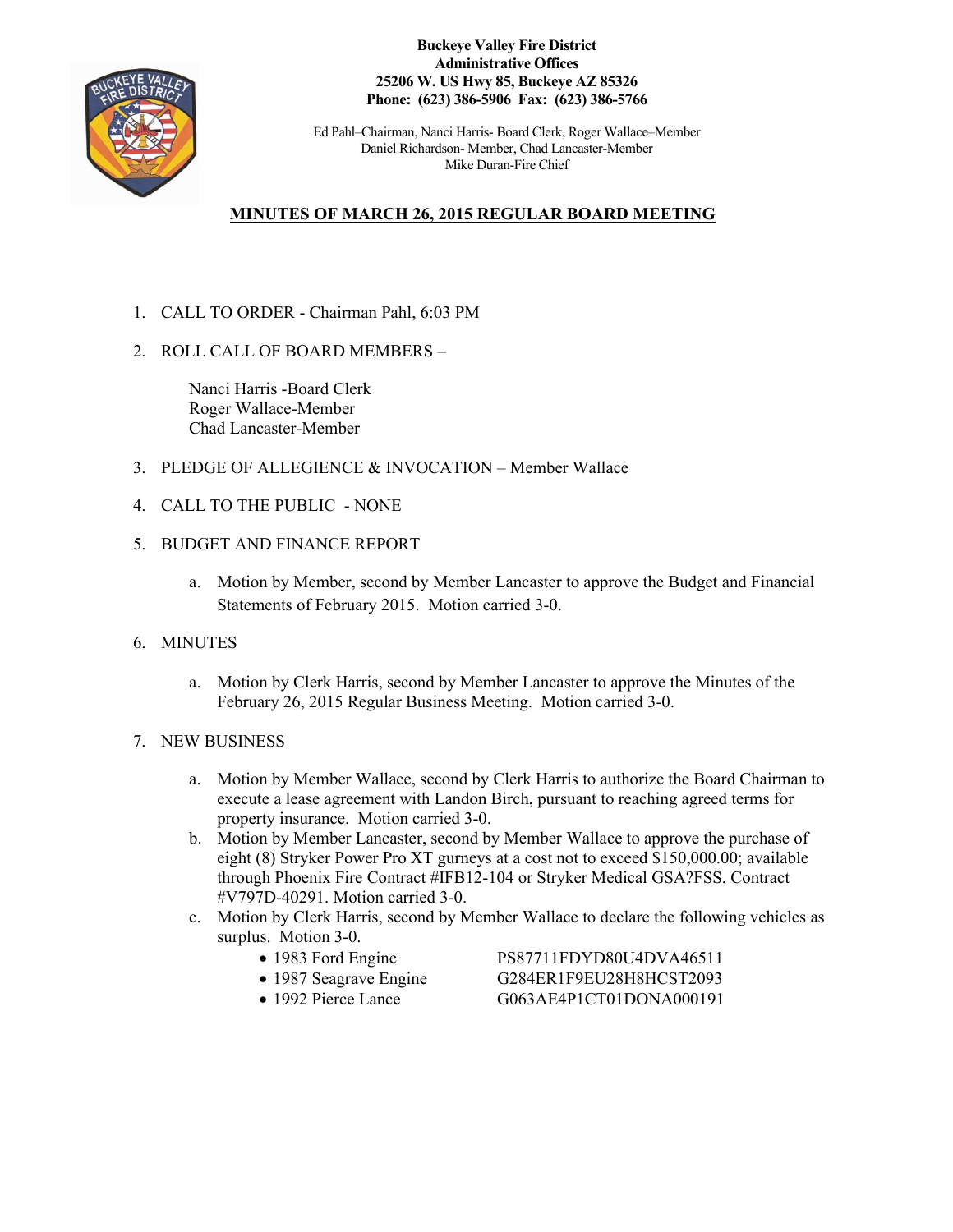**Buckeye Valley Fire District**
**Administrative Offices**
**25206 W. US Hwy 85, Buckeye AZ 85326**
**Phone: (623) 386-5906 Fax: (623) 386-5766**

Ed Pahl–Chairman, Nanci Harris- Board Clerk, Roger Wallace–Member
Daniel Richardson- Member, Chad Lancaster-Member
Mike Duran-Fire Chief

# MINUTES OF MARCH 26, 2015 REGULAR BOARD MEETING

1. CALL TO ORDER - Chairman Pahl, 6:03 PM

2. ROLL CALL OF BOARD MEMBERS –

   Nanci Harris -Board Clerk
   Roger Wallace-Member
   Chad Lancaster-Member

3. PLEDGE OF ALLEGIENCE & INVOCATION – Member Wallace

4. CALL TO THE PUBLIC - NONE

5. BUDGET AND FINANCE REPORT

   a. Motion by Member, second by Member Lancaster to approve the Budget and Financial Statements of February 2015. Motion carried 3-0.

6. MINUTES

   a. Motion by Clerk Harris, second by Member Lancaster to approve the Minutes of the February 26, 2015 Regular Business Meeting. Motion carried 3-0.

7. NEW BUSINESS

   a. Motion by Member Wallace, second by Clerk Harris to authorize the Board Chairman to execute a lease agreement with Landon Birch, pursuant to reaching agreed terms for property insurance. Motion carried 3-0.
   b. Motion by Member Lancaster, second by Member Wallace to approve the purchase of eight (8) Stryker Power Pro XT gurneys at a cost not to exceed $150,000.00; available through Phoenix Fire Contract #IFB12-104 or Stryker Medical GSA?FSS, Contract #V797D-40291. Motion carried 3-0.
   c. Motion by Clerk Harris, second by Member Wallace to declare the following vehicles as surplus. Motion 3-0.
      - 1983 Ford Engine PS87711FDYD80U4DVA46511
      - 1987 Seagrave Engine G284ER1F9EU28H8HCST2093
      - 1992 Pierce Lance G063AE4P1CT01DONA000191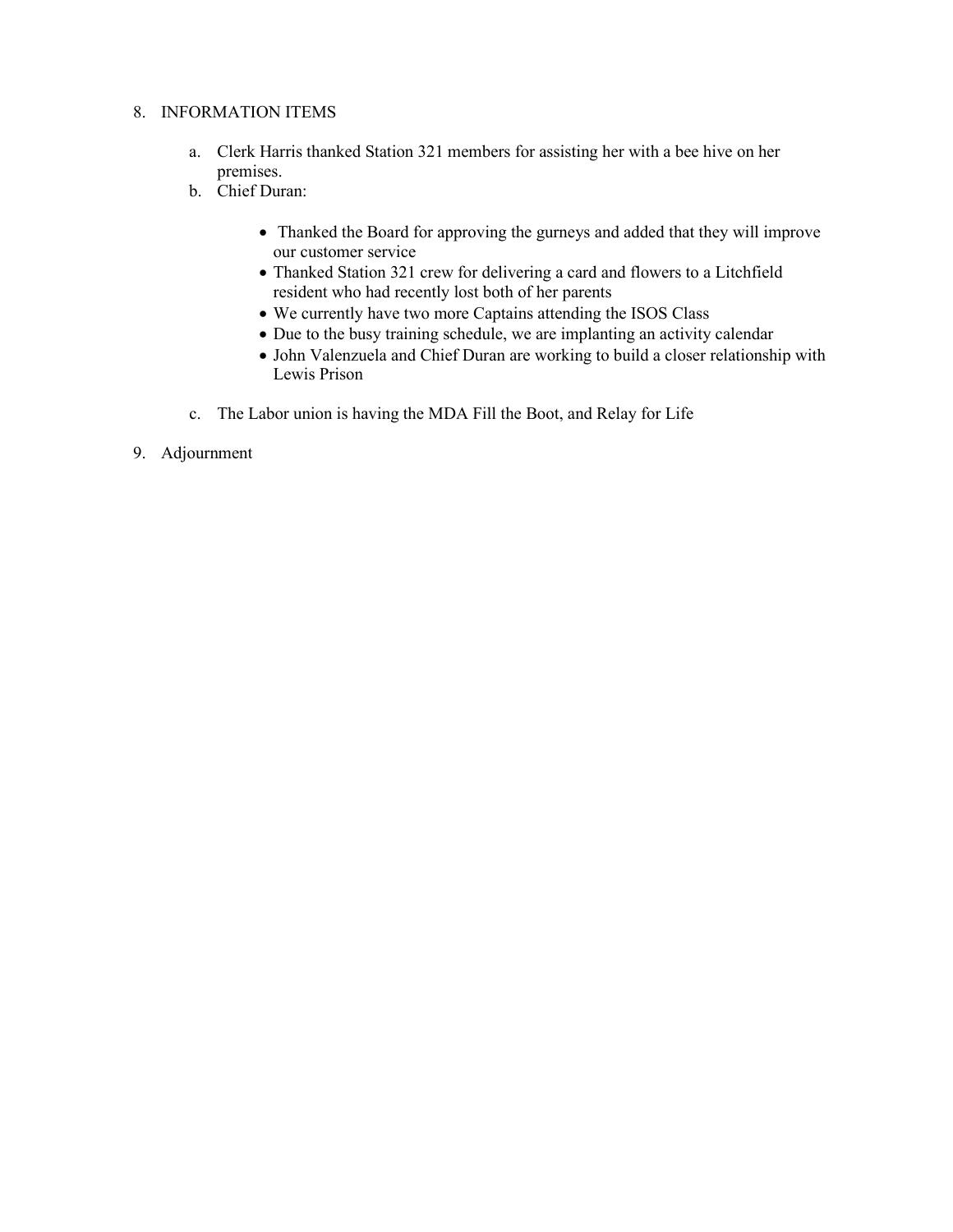8. INFORMATION ITEMS

    a. Clerk Harris thanked Station 321 members for assisting her with a bee hive on her premises.
    b. Chief Duran:

        - Thanked the Board for approving the gurneys and added that they will improve our customer service
        - Thanked Station 321 crew for delivering a card and flowers to a Litchfield resident who had recently lost both of her parents
        - We currently have two more Captains attending the ISOS Class
        - Due to the busy training schedule, we are implanting an activity calendar
        - John Valenzuela and Chief Duran are working to build a closer relationship with Lewis Prison

    c. The Labor union is having the MDA Fill the Boot, and Relay for Life

9. Adjournment